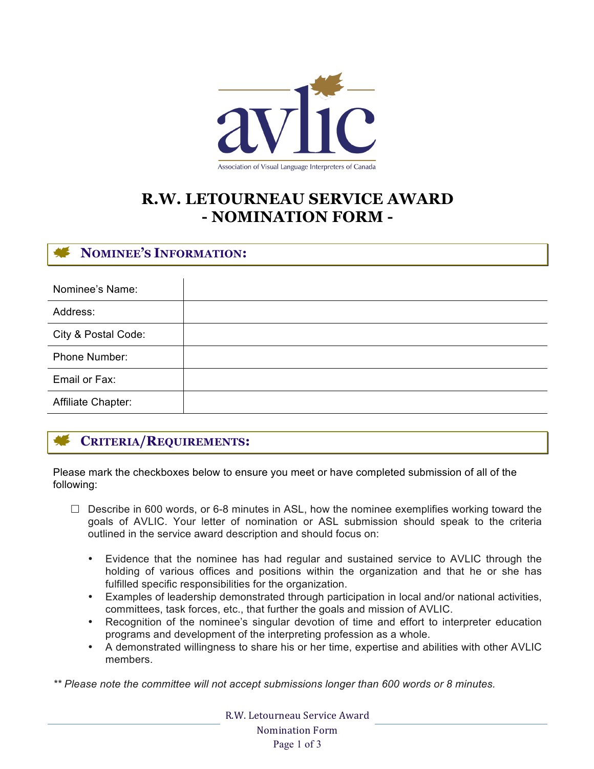avlic

Association of Visual Language Interpreters of Canada

# R.W. LETOURNEAU SERVICE AWARD
# - NOMINATION FORM -

## NOMINEE'S INFORMATION:

| | |
|---|---|
| Nominee's Name: | |
| Address: | |
| City & Postal Code: | |
| Phone Number: | |
| Email or Fax: | |
| Affiliate Chapter: | |

## CRITERIA/REQUIREMENTS:

Please mark the checkboxes below to ensure you meet or have completed submission of all of the following:

- ☐ Describe in 600 words, or 6-8 minutes in ASL, how the nominee exemplifies working toward the goals of AVLIC. Your letter of nomination or ASL submission should speak to the criteria outlined in the service award description and should focus on:
  - Evidence that the nominee has had regular and sustained service to AVLIC through the holding of various offices and positions within the organization and that he or she has fulfilled specific responsibilities for the organization.
  - Examples of leadership demonstrated through participation in local and/or national activities, committees, task forces, etc., that further the goals and mission of AVLIC.
  - Recognition of the nominee's singular devotion of time and effort to interpreter education programs and development of the interpreting profession as a whole.
  - A demonstrated willingness to share his or her time, expertise and abilities with other AVLIC members.

*** Please note the committee will not accept submissions longer than 600 words or 8 minutes.*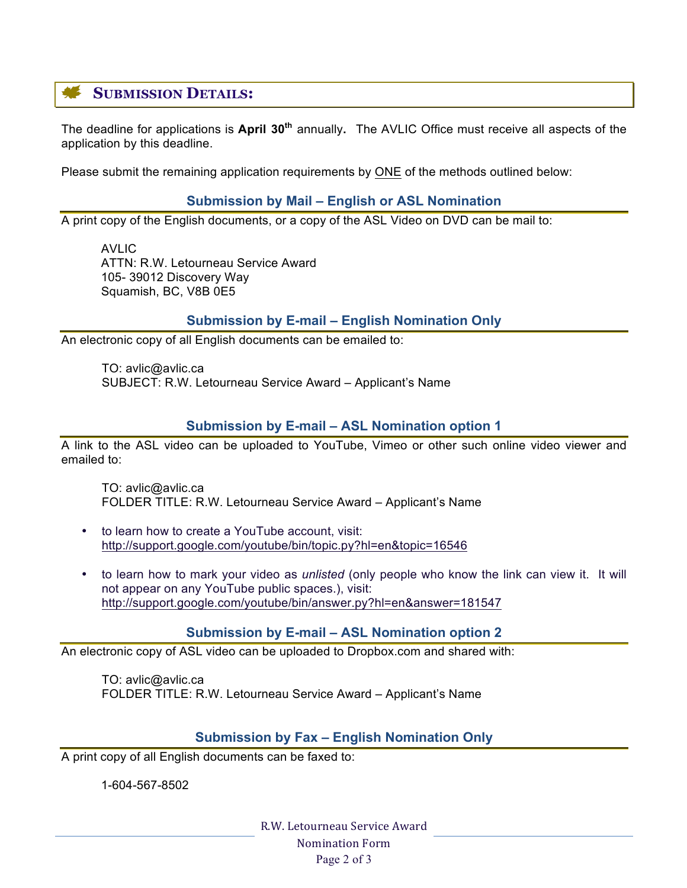## SUBMISSION DETAILS:

The deadline for applications is **April 30th** annually**.** The AVLIC Office must receive all aspects of the application by this deadline.

Please submit the remaining application requirements by ONE of the methods outlined below:

### Submission by Mail – English or ASL Nomination

A print copy of the English documents, or a copy of the ASL Video on DVD can be mail to:

AVLIC
ATTN: R.W. Letourneau Service Award
105- 39012 Discovery Way
Squamish, BC, V8B 0E5

### Submission by E-mail – English Nomination Only

An electronic copy of all English documents can be emailed to:

TO: avlic@avlic.ca
SUBJECT: R.W. Letourneau Service Award – Applicant's Name

### Submission by E-mail – ASL Nomination option 1

A link to the ASL video can be uploaded to YouTube, Vimeo or other such online video viewer and emailed to:

TO: avlic@avlic.ca
FOLDER TITLE: R.W. Letourneau Service Award – Applicant's Name

- to learn how to create a YouTube account, visit: http://support.google.com/youtube/bin/topic.py?hl=en&topic=16546
- to learn how to mark your video as *unlisted* (only people who know the link can view it. It will not appear on any YouTube public spaces.), visit: http://support.google.com/youtube/bin/answer.py?hl=en&answer=181547

### Submission by E-mail – ASL Nomination option 2

An electronic copy of ASL video can be uploaded to Dropbox.com and shared with:

TO: avlic@avlic.ca
FOLDER TITLE: R.W. Letourneau Service Award – Applicant's Name

### Submission by Fax – English Nomination Only

A print copy of all English documents can be faxed to:

1-604-567-8502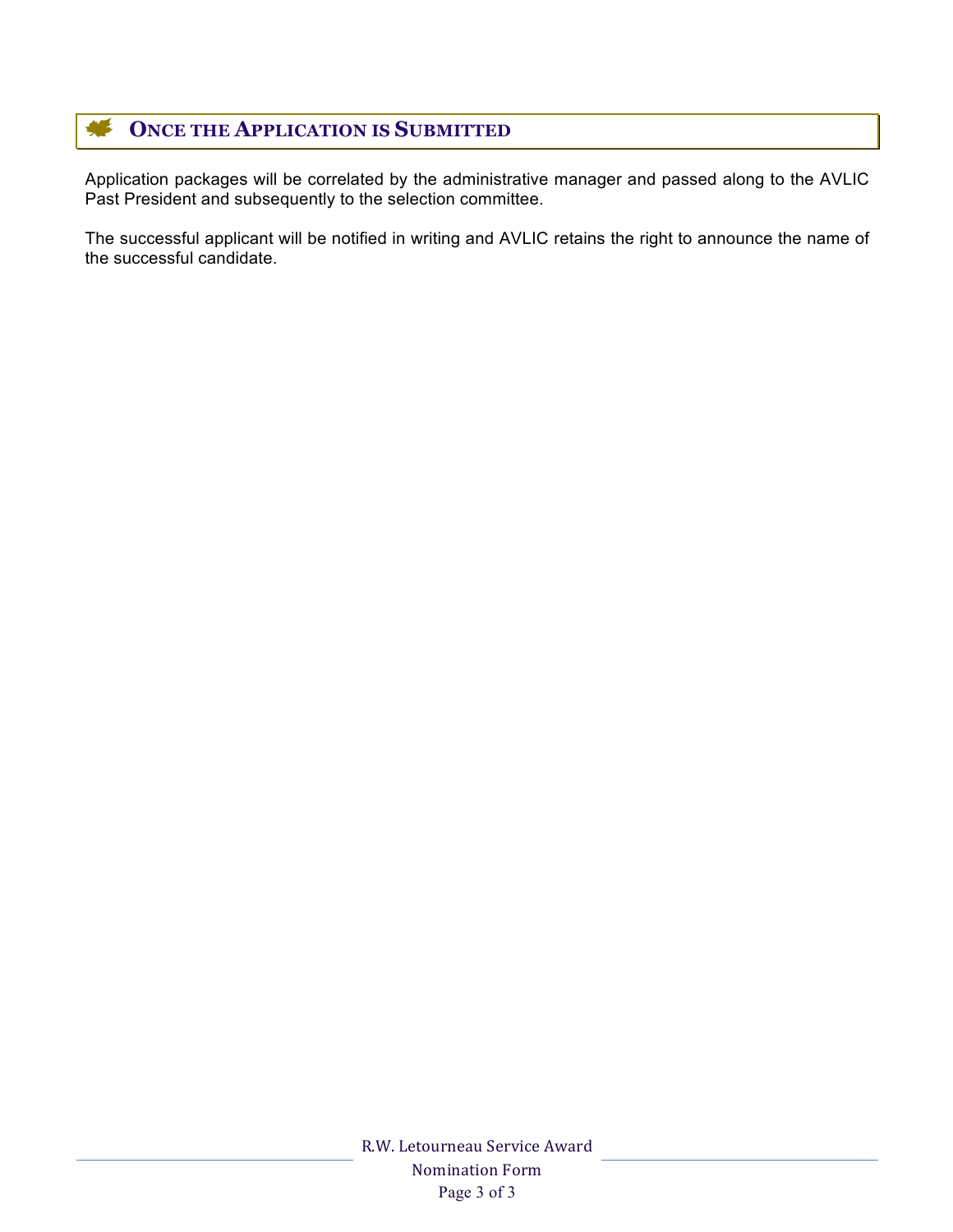## Once the Application is Submitted

Application packages will be correlated by the administrative manager and passed along to the AVLIC Past President and subsequently to the selection committee.

The successful applicant will be notified in writing and AVLIC retains the right to announce the name of the successful candidate.